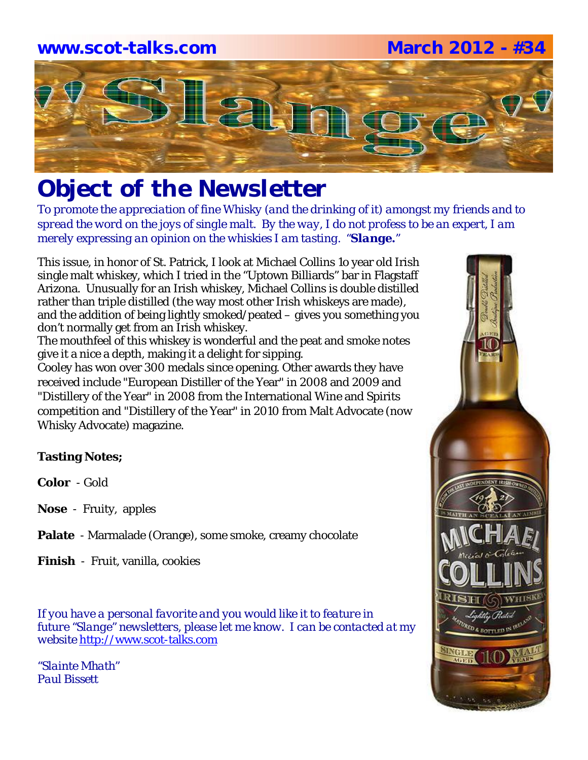**www.scot-talks.com** **March 2012 - #34**

# "Slange"

## Object of the Newsletter

*To promote the appreciation of fine Whisky (and the drinking of it) amongst my friends and to spread the word on the joys of single malt. By the way, I do not profess to be an expert, I am merely expressing an opinion on the whiskies I am tasting. "**Slange.**"*

This issue, in honor of St. Patrick, I look at Michael Collins 1o year old Irish single malt whiskey, which I tried in the "Uptown Billiards" bar in Flagstaff Arizona. Unusually for an Irish whiskey, Michael Collins is double distilled rather than triple distilled (the way most other Irish whiskeys are made), and the addition of being lightly smoked/peated – gives you something you don't normally get from an Irish whiskey.

The mouthfeel of this whiskey is wonderful and the peat and smoke notes give it a nice a depth, making it a delight for sipping.

Cooley has won over 300 medals since opening. Other awards they have received include "European Distiller of the Year" in 2008 and 2009 and "Distillery of the Year" in 2008 from the International Wine and Spirits competition and "Distillery of the Year" in 2010 from Malt Advocate (now Whisky Advocate) magazine.

**Tasting Notes;**

**Color** - Gold

**Nose** - Fruity, apples

**Palate** - Marmalade (Orange), some smoke, creamy chocolate

**Finish** - Fruit, vanilla, cookies

*If you have a personal favorite and you would like it to feature in future "Slange" newsletters, please let me know. I can be contacted at my website* http://www.scot-talks.com

*"Slainte Mhath"*
*Paul Bissett*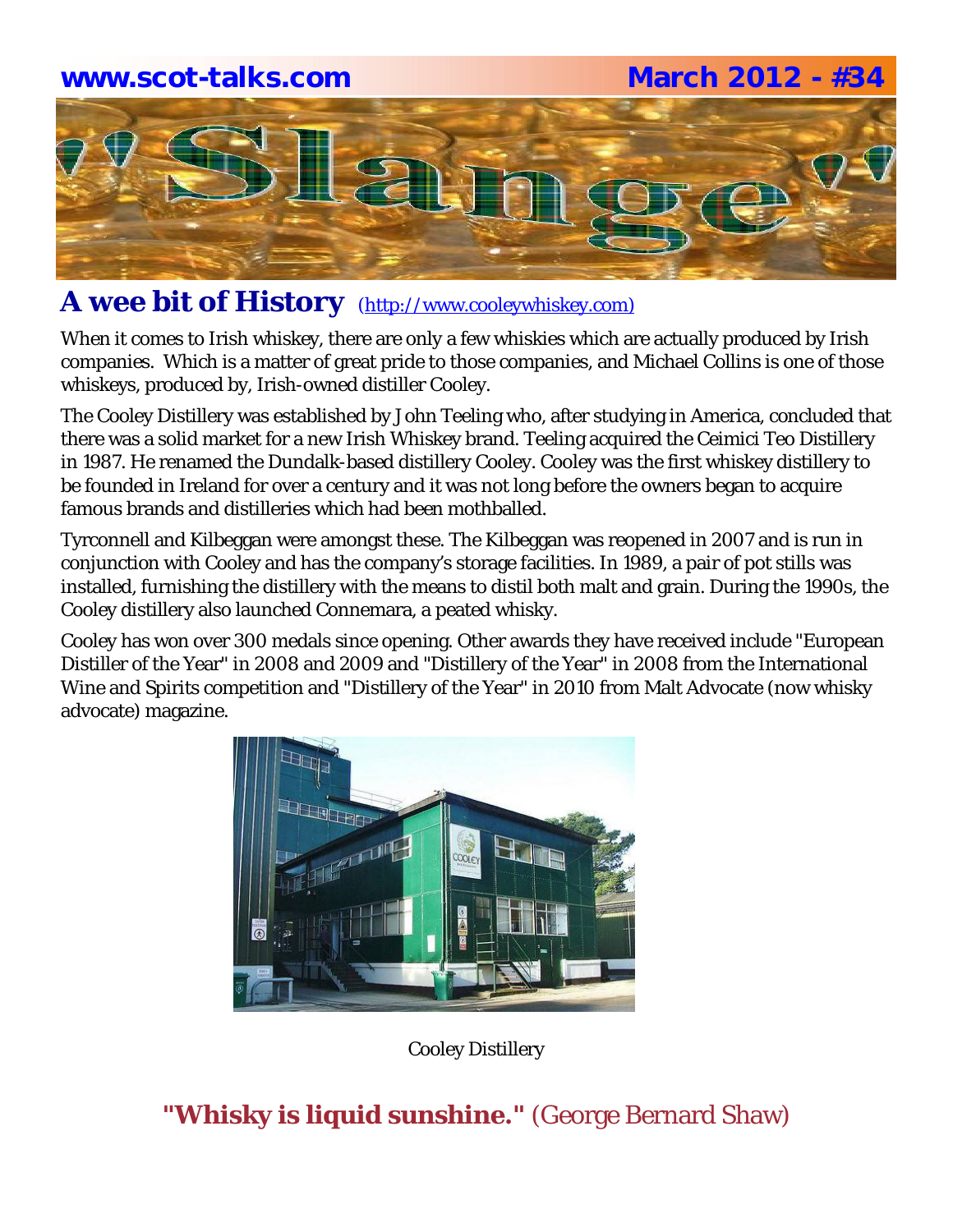## A wee bit of History (http://www.cooleywhiskey.com)

When it comes to Irish whiskey, there are only a few whiskies which are actually produced by Irish companies. Which is a matter of great pride to those companies, and Michael Collins is one of those whiskeys, produced by, Irish-owned distiller Cooley.

The Cooley Distillery was established by John Teeling who, after studying in America, concluded that there was a solid market for a new Irish Whiskey brand. Teeling acquired the Ceimici Teo Distillery in 1987. He renamed the Dundalk-based distillery Cooley. Cooley was the first whiskey distillery to be founded in Ireland for over a century and it was not long before the owners began to acquire famous brands and distilleries which had been mothballed.

Tyrconnell and Kilbeggan were amongst these. The Kilbeggan was reopened in 2007 and is run in conjunction with Cooley and has the company's storage facilities. In 1989, a pair of pot stills was installed, furnishing the distillery with the means to distil both malt and grain. During the 1990s, the Cooley distillery also launched Connemara, a peated whisky.

Cooley has won over 300 medals since opening. Other awards they have received include "European Distiller of the Year" in 2008 and 2009 and "Distillery of the Year" in 2008 from the International Wine and Spirits competition and "Distillery of the Year" in 2010 from Malt Advocate (now whisky advocate) magazine.

Cooley Distillery

**"Whisky is liquid sunshine."** (George Bernard Shaw)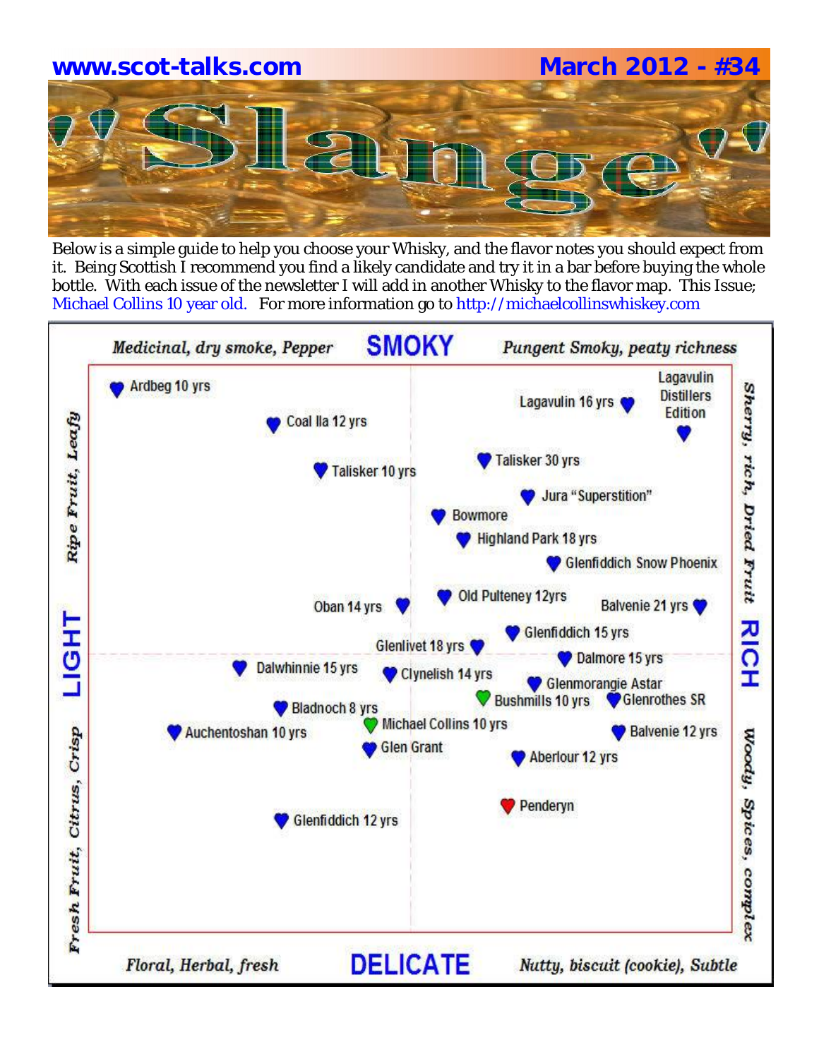**www.scot-talks.com** **March 2012 - #34**

# "Slange"

Below is a simple guide to help you choose your Whisky, and the flavor notes you should expect from it. Being Scottish I recommend you find a likely candidate and try it in a bar before buying the whole bottle. With each issue of the newsletter I will add in another Whisky to the flavor map. This Issue; Michael Collins 10 year old. For more information go to http://michaelcollinswhiskey.com

*Medicinal, dry smoke, Pepper* **SMOKY** *Pungent Smoky, peaty richness*

*Ripe Fruit, Leafy* — **LIGHT** — *Fresh Fruit, Citrus, Crisp*

*Sherry, rich, Dried Fruit* — **RICH** — *Woody, Spices, complex*

*Floral, Herbal, fresh* **DELICATE** *Nutty, biscuit (cookie), Subtle*

- Ardbeg 10 yrs
- Coal Ila 12 yrs
- Talisker 10 yrs
- Lagavulin 16 yrs
- Lagavulin Distillers Edition
- Talisker 30 yrs
- Jura "Superstition"
- Bowmore
- Highland Park 18 yrs
- Glenfiddich Snow Phoenix
- Oban 14 yrs
- Old Pulteney 12yrs
- Balvenie 21 yrs
- Glenfiddich 15 yrs
- Glenlivet 18 yrs
- Dalmore 15 yrs
- Dalwhinnie 15 yrs
- Clynelish 14 yrs
- Glenmorangie Astar
- Bushmills 10 yrs
- Glenrothes SR
- Bladnoch 8 yrs
- Michael Collins 10 yrs
- Auchentoshan 10 yrs
- Balvenie 12 yrs
- Glen Grant
- Aberlour 12 yrs
- Penderyn
- Glenfiddich 12 yrs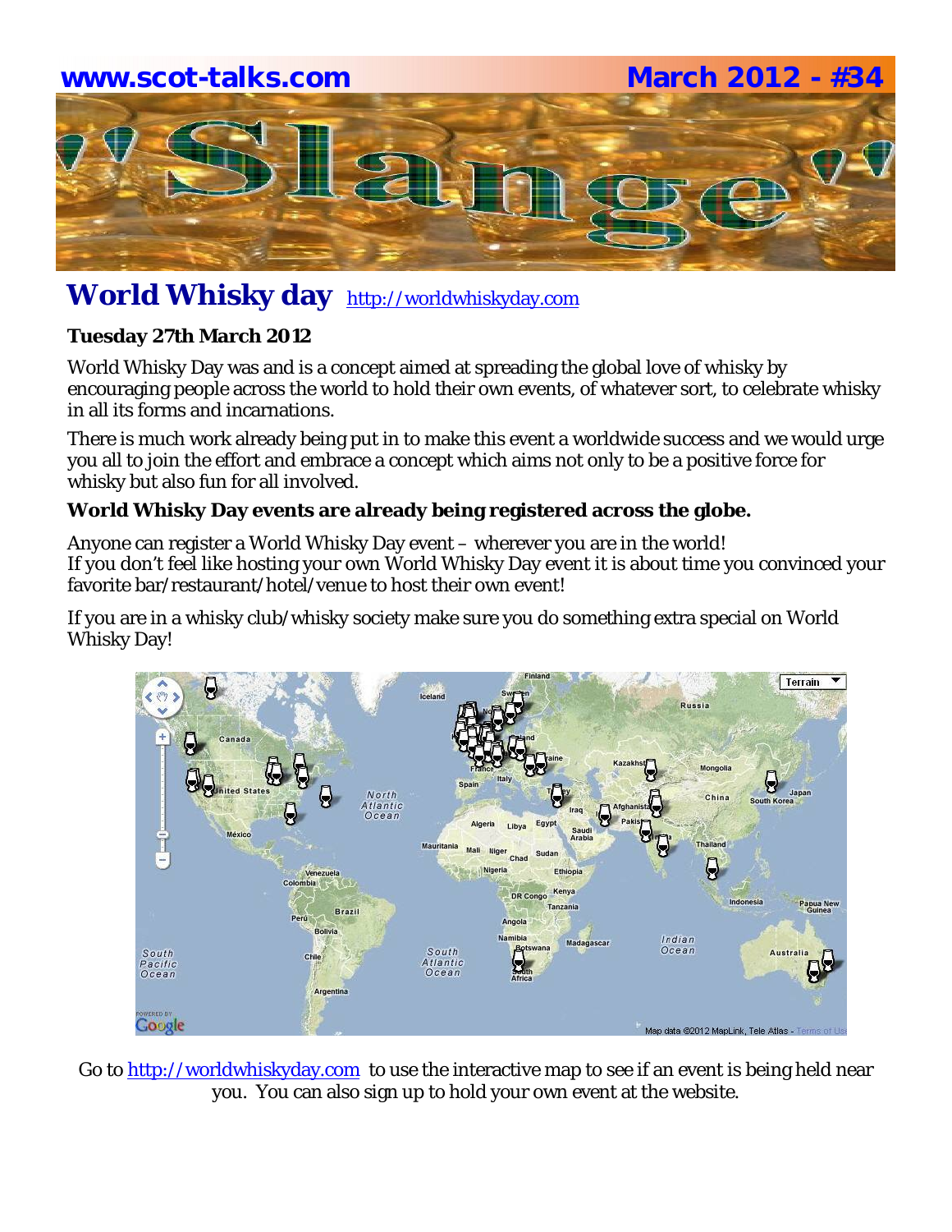## World Whisky day http://worldwhiskyday.com

**Tuesday 27th March 2012**

World Whisky Day was and is a concept aimed at spreading the global love of whisky by encouraging people across the world to hold their own events, of whatever sort, to celebrate whisky in all its forms and incarnations.

There is much work already being put in to make this event a worldwide success and we would urge you all to join the effort and embrace a concept which aims not only to be a positive force for whisky but also fun for all involved.

**World Whisky Day events are already being registered across the globe.**

Anyone can register a World Whisky Day event – wherever you are in the world!
If you don't feel like hosting your own World Whisky Day event it is about time you convinced your favorite bar/restaurant/hotel/venue to host their own event!

If you are in a whisky club/whisky society make sure you do something extra special on World Whisky Day!

Go to http://worldwhiskyday.com to use the interactive map to see if an event is being held near you. You can also sign up to hold your own event at the website.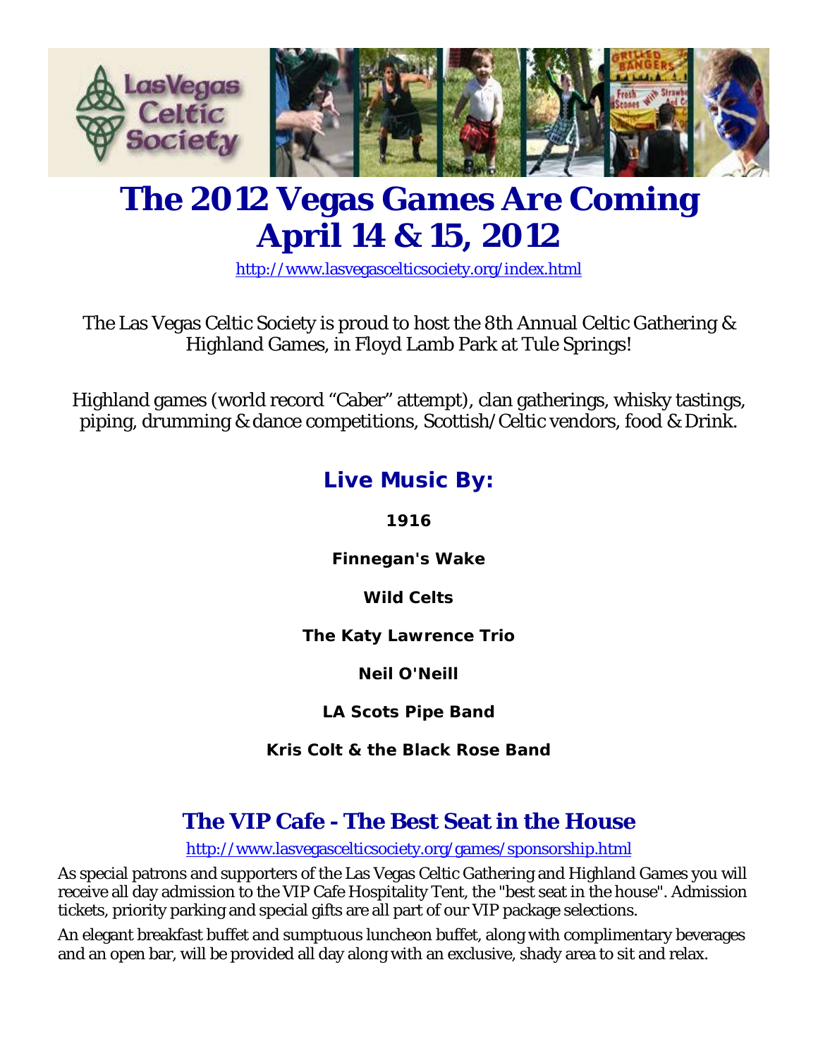# The 2012 Vegas Games Are Coming April 14 & 15, 2012

http://www.lasvegascelticsociety.org/index.html

The Las Vegas Celtic Society is proud to host the 8th Annual Celtic Gathering & Highland Games, in Floyd Lamb Park at Tule Springs!

Highland games (world record "Caber" attempt), clan gatherings, whisky tastings, piping, drumming & dance competitions, Scottish/Celtic vendors, food & Drink.

## Live Music By:

**1916**

**Finnegan's Wake**

**Wild Celts**

**The Katy Lawrence Trio**

**Neil O'Neill**

**LA Scots Pipe Band**

**Kris Colt & the Black Rose Band**

## The VIP Cafe - The Best Seat in the House

http://www.lasvegascelticsociety.org/games/sponsorship.html

As special patrons and supporters of the Las Vegas Celtic Gathering and Highland Games you will receive all day admission to the VIP Cafe Hospitality Tent, the "best seat in the house". Admission tickets, priority parking and special gifts are all part of our VIP package selections.

An elegant breakfast buffet and sumptuous luncheon buffet, along with complimentary beverages and an open bar, will be provided all day along with an exclusive, shady area to sit and relax.